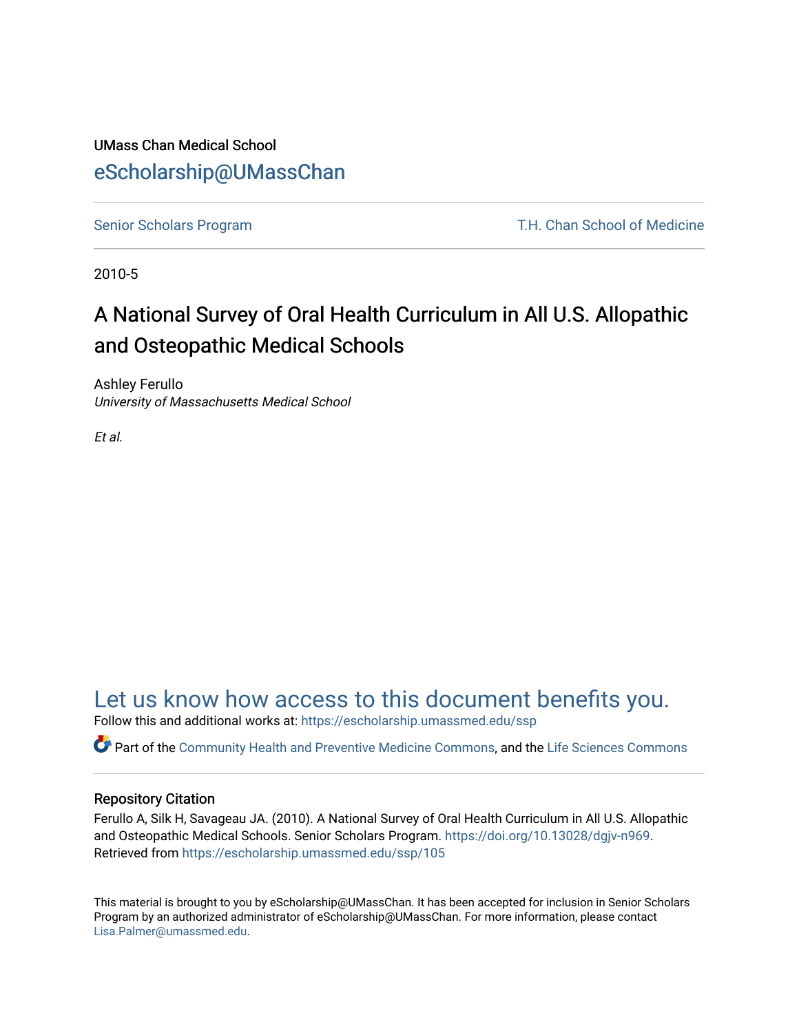UMass Chan Medical School

eScholarship@UMassChan

Senior Scholars Program

T.H. Chan School of Medicine

2010-5

# A National Survey of Oral Health Curriculum in All U.S. Allopathic and Osteopathic Medical Schools

Ashley Ferullo
*University of Massachusetts Medical School*

*Et al.*

## Let us know how access to this document benefits you.

Follow this and additional works at: https://escholarship.umassmed.edu/ssp

Part of the Community Health and Preventive Medicine Commons, and the Life Sciences Commons

### Repository Citation

Ferullo A, Silk H, Savageau JA. (2010). A National Survey of Oral Health Curriculum in All U.S. Allopathic and Osteopathic Medical Schools. Senior Scholars Program. https://doi.org/10.13028/dgjv-n969. Retrieved from https://escholarship.umassmed.edu/ssp/105

This material is brought to you by eScholarship@UMassChan. It has been accepted for inclusion in Senior Scholars Program by an authorized administrator of eScholarship@UMassChan. For more information, please contact Lisa.Palmer@umassmed.edu.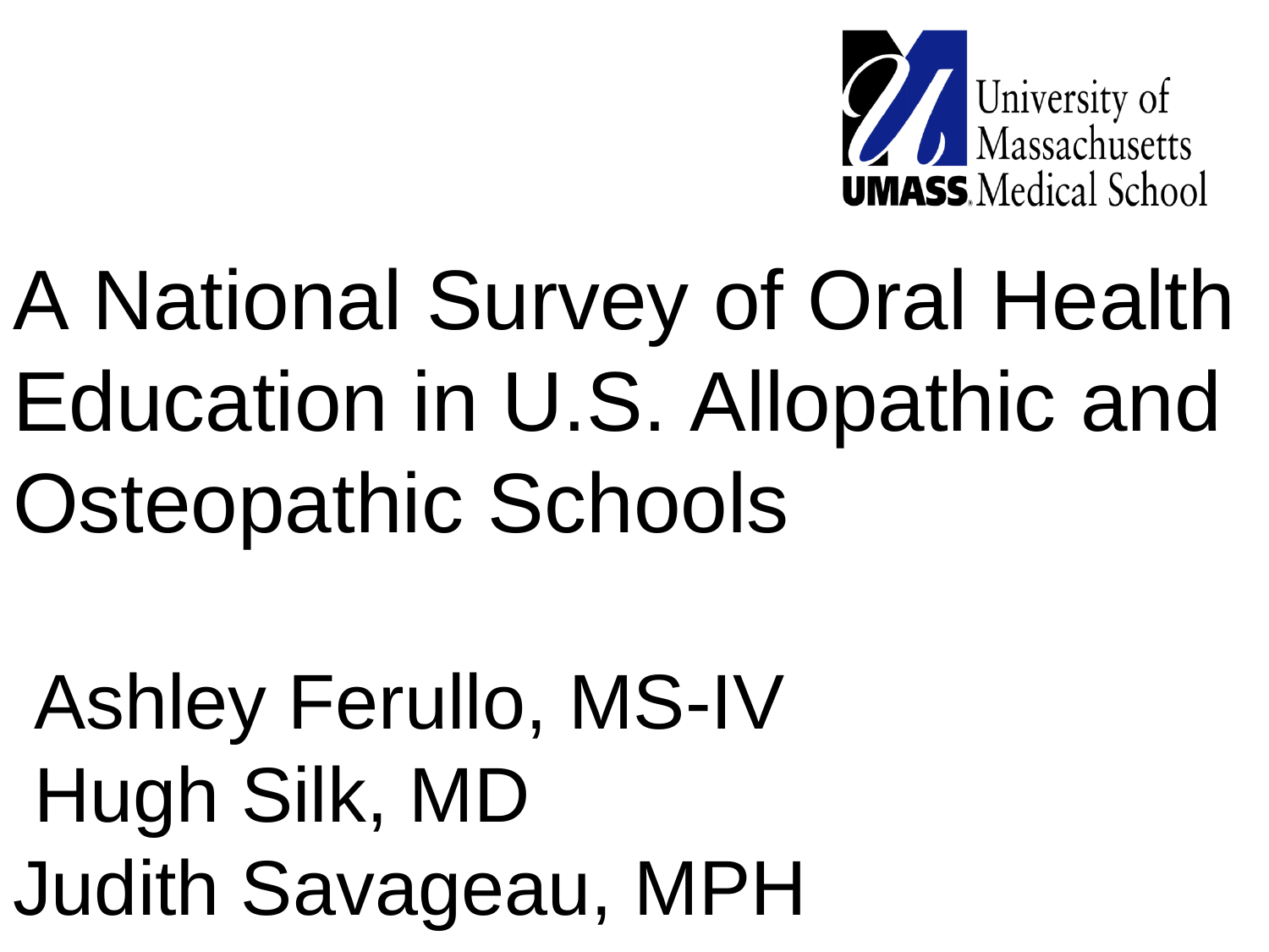University of Massachusetts
UMASS Medical School

# A National Survey of Oral Health Education in U.S. Allopathic and Osteopathic Schools

Ashley Ferullo, MS-IV
Hugh Silk, MD
Judith Savageau, MPH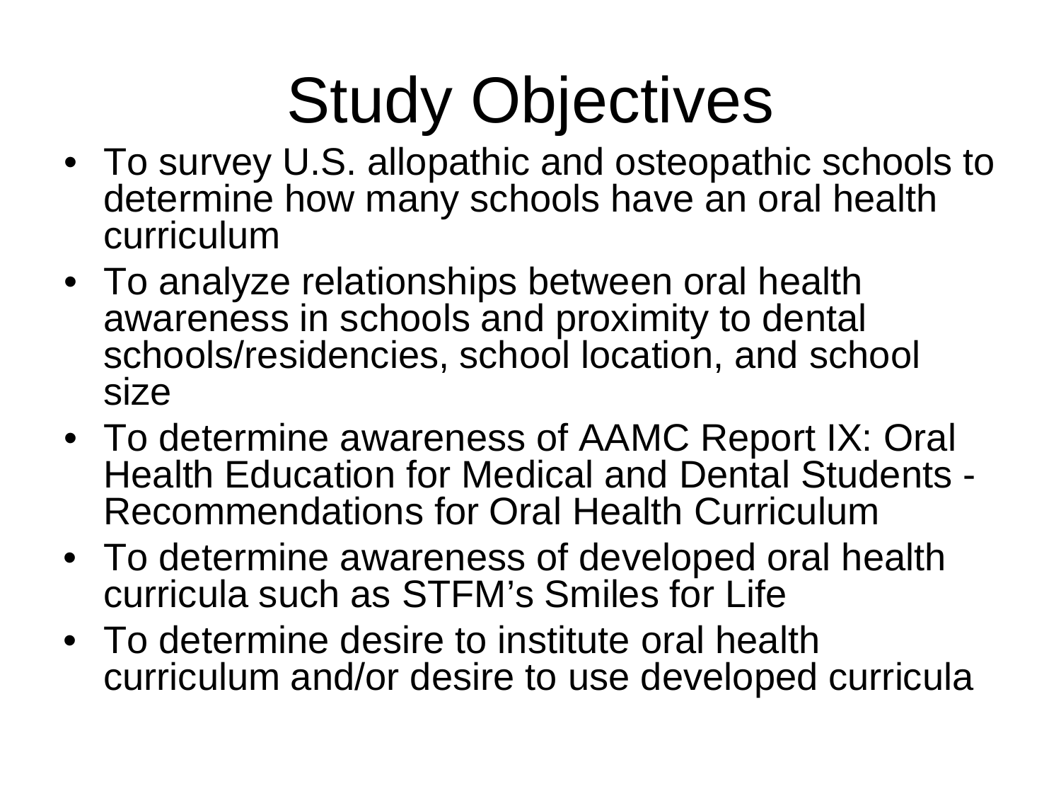# Study Objectives

- To survey U.S. allopathic and osteopathic schools to determine how many schools have an oral health curriculum
- To analyze relationships between oral health awareness in schools and proximity to dental schools/residencies, school location, and school size
- To determine awareness of AAMC Report IX: Oral Health Education for Medical and Dental Students - Recommendations for Oral Health Curriculum
- To determine awareness of developed oral health curricula such as STFM's Smiles for Life
- To determine desire to institute oral health curriculum and/or desire to use developed curricula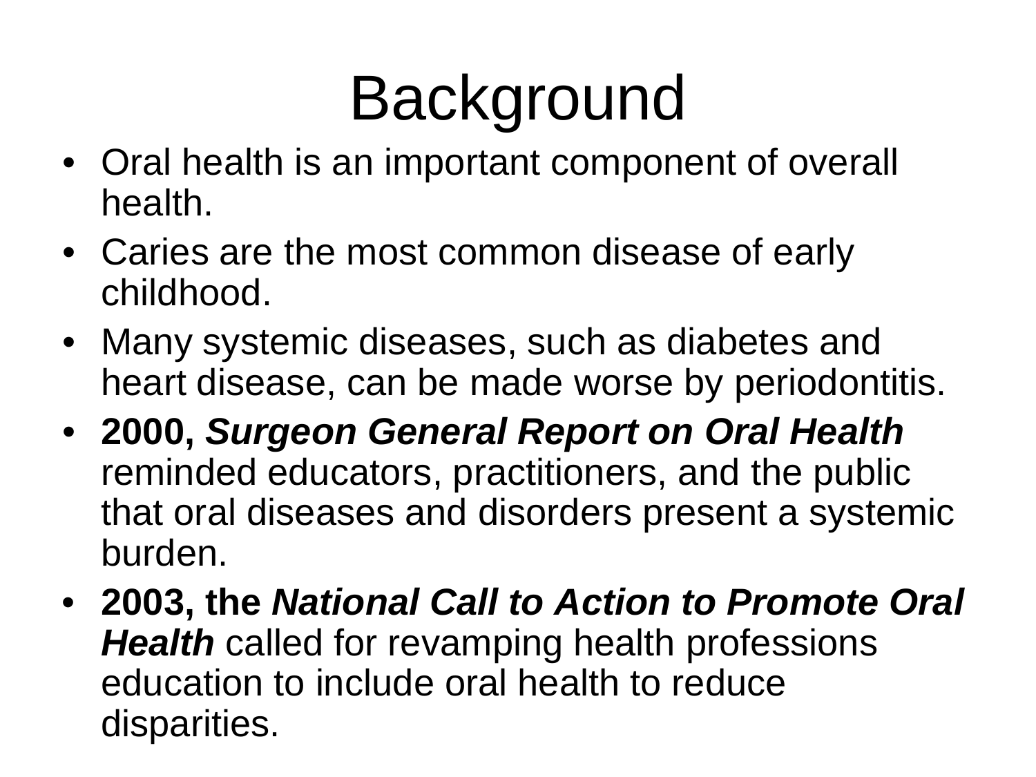# Background

- Oral health is an important component of overall health.
- Caries are the most common disease of early childhood.
- Many systemic diseases, such as diabetes and heart disease, can be made worse by periodontitis.
- **2000, *Surgeon General Report on Oral Health*** reminded educators, practitioners, and the public that oral diseases and disorders present a systemic burden.
- **2003, the *National Call to Action to Promote Oral Health*** called for revamping health professions education to include oral health to reduce disparities.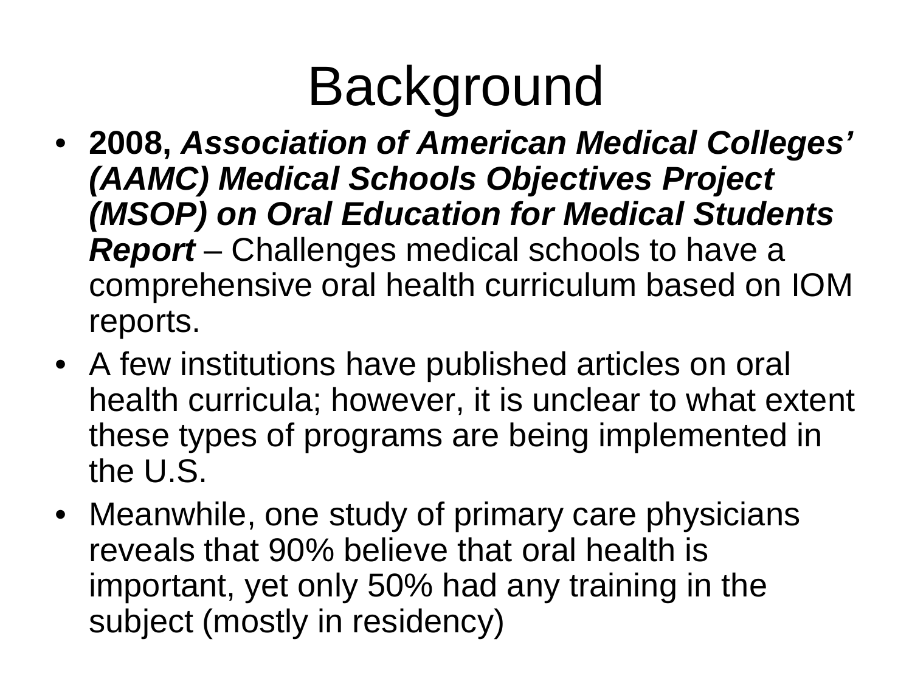# Background

- **2008, *Association of American Medical Colleges' (AAMC) Medical Schools Objectives Project (MSOP) on Oral Education for Medical Students Report*** – Challenges medical schools to have a comprehensive oral health curriculum based on IOM reports.
- A few institutions have published articles on oral health curricula; however, it is unclear to what extent these types of programs are being implemented in the U.S.
- Meanwhile, one study of primary care physicians reveals that 90% believe that oral health is important, yet only 50% had any training in the subject (mostly in residency)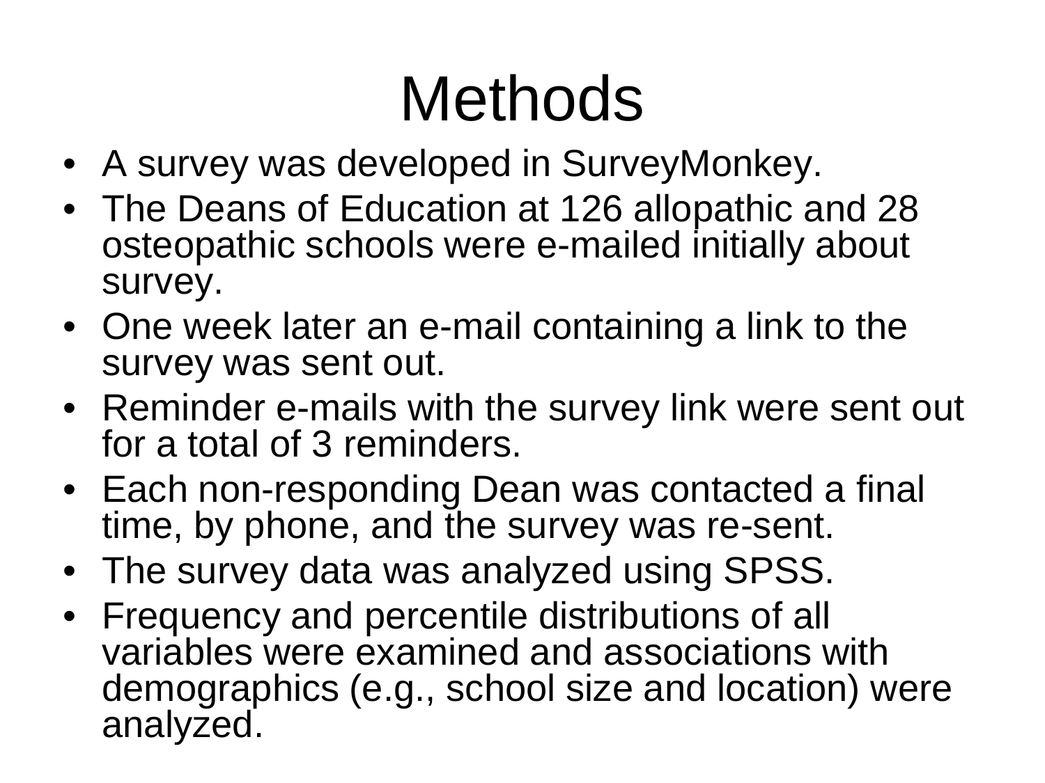# Methods

- A survey was developed in SurveyMonkey.
- The Deans of Education at 126 allopathic and 28 osteopathic schools were e-mailed initially about survey.
- One week later an e-mail containing a link to the survey was sent out.
- Reminder e-mails with the survey link were sent out for a total of 3 reminders.
- Each non-responding Dean was contacted a final time, by phone, and the survey was re-sent.
- The survey data was analyzed using SPSS.
- Frequency and percentile distributions of all variables were examined and associations with demographics (e.g., school size and location) were analyzed.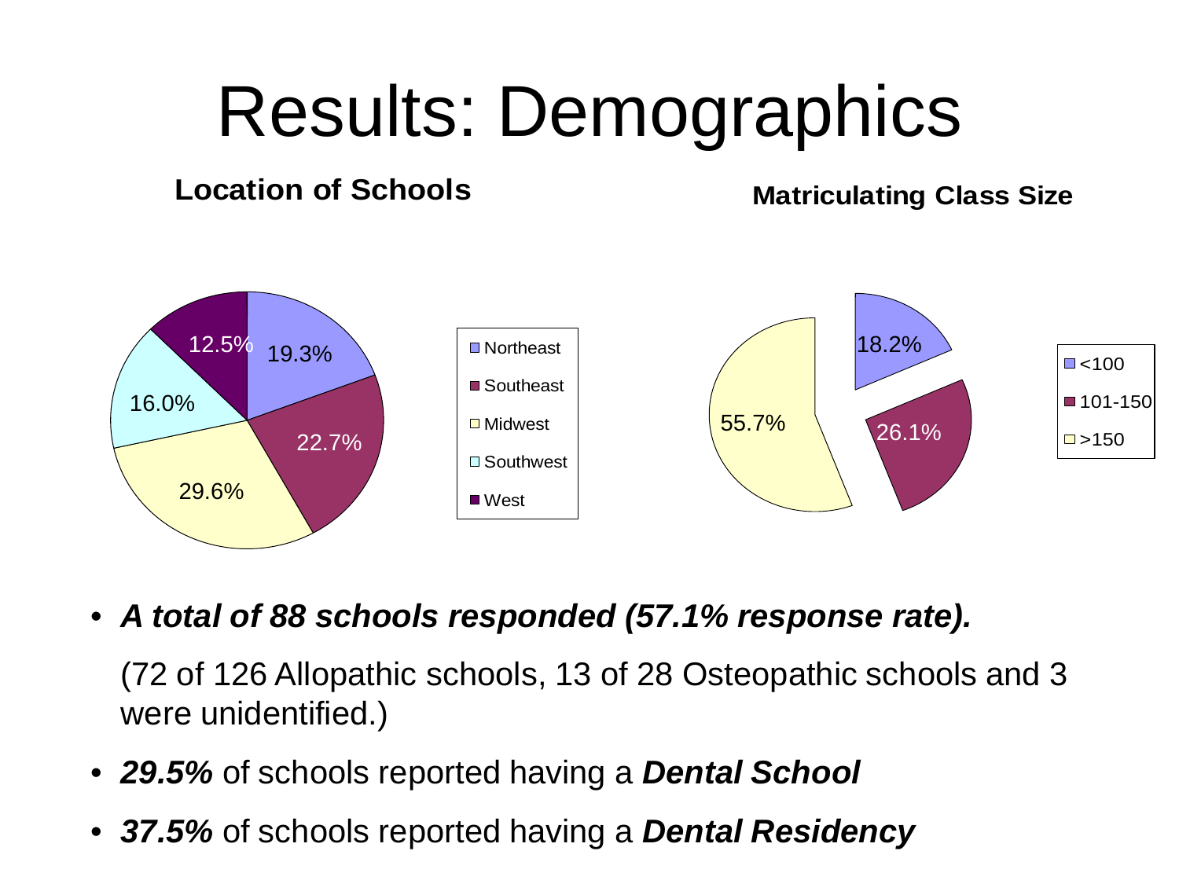# Results: Demographics

**Location of Schools**

| Location | Percentage |
|---|---|
| Northeast | 19.3% |
| Southeast | 22.7% |
| Midwest | 29.6% |
| Southwest | 16.0% |
| West | 12.5% |

**Matriculating Class Size**

| Class Size | Percentage |
|---|---|
| <100 | 18.2% |
| 101-150 | 26.1% |
| >150 | 55.7% |

- ***A total of 88 schools responded (57.1% response rate).***

  (72 of 126 Allopathic schools, 13 of 28 Osteopathic schools and 3 were unidentified.)

- ***29.5%*** of schools reported having a ***Dental School***
- ***37.5%*** of schools reported having a ***Dental Residency***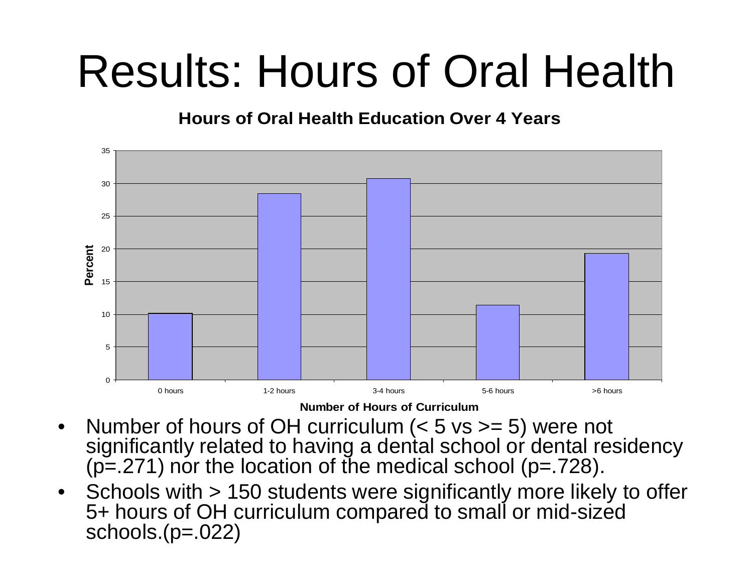# Results: Hours of Oral Health

**Hours of Oral Health Education Over 4 Years**

| Number of Hours of Curriculum | Percent |
|---|---|
| 0 hours | ~10 |
| 1-2 hours | ~28.5 |
| 3-4 hours | ~30.8 |
| 5-6 hours | ~11.5 |
| >6 hours | ~19.3 |

- Number of hours of OH curriculum (< 5 vs >= 5) were not significantly related to having a dental school or dental residency (p=.271) nor the location of the medical school (p=.728).
- Schools with > 150 students were significantly more likely to offer 5+ hours of OH curriculum compared to small or mid-sized schools.(p=.022)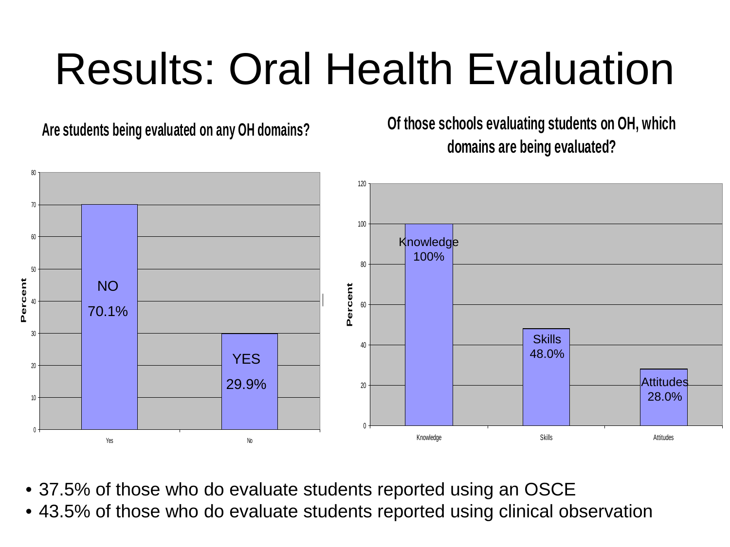# Results: Oral Health Evaluation

**Are students being evaluated on any OH domains?**

| Response | Percent |
|---|---|
| NO | 70.1% |
| YES | 29.9% |

**Of those schools evaluating students on OH, which domains are being evaluated?**

| Domain | Percent |
|---|---|
| Knowledge | 100% |
| Skills | 48.0% |
| Attitudes | 28.0% |

- 37.5% of those who do evaluate students reported using an OSCE
- 43.5% of those who do evaluate students reported using clinical observation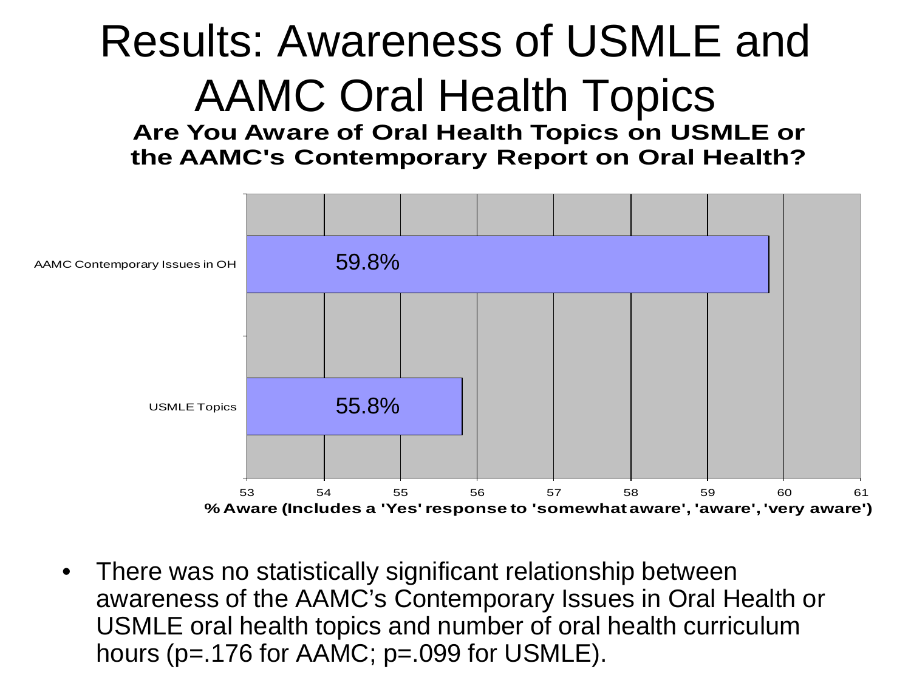# Results: Awareness of USMLE and AAMC Oral Health Topics

**Are You Aware of Oral Health Topics on USMLE or the AAMC's Contemporary Report on Oral Health?**

| | % Aware |
|---|---|
| AAMC Contemporary Issues in OH | 59.8% |
| USMLE Topics | 55.8% |

**% Aware (Includes a 'Yes' response to 'somewhat aware', 'aware', 'very aware')**

- There was no statistically significant relationship between awareness of the AAMC's Contemporary Issues in Oral Health or USMLE oral health topics and number of oral health curriculum hours ($p=.176$ for AAMC; $p=.099$ for USMLE).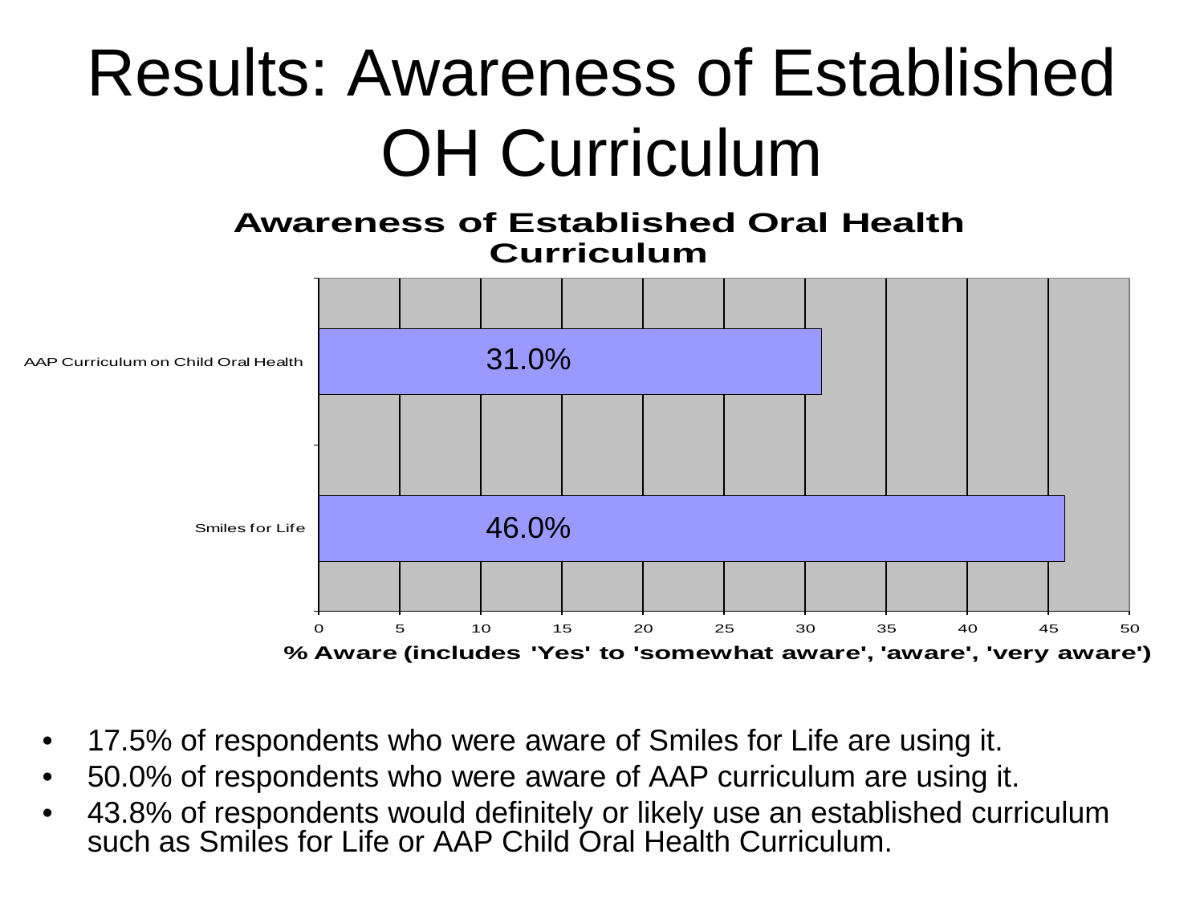# Results: Awareness of Established OH Curriculum

**Awareness of Established Oral Health Curriculum**

| Curriculum | % Aware (includes 'Yes' to 'somewhat aware', 'aware', 'very aware') |
|---|---|
| AAP Curriculum on Child Oral Health | 31.0% |
| Smiles for Life | 46.0% |

- 17.5% of respondents who were aware of Smiles for Life are using it.
- 50.0% of respondents who were aware of AAP curriculum are using it.
- 43.8% of respondents would definitely or likely use an established curriculum such as Smiles for Life or AAP Child Oral Health Curriculum.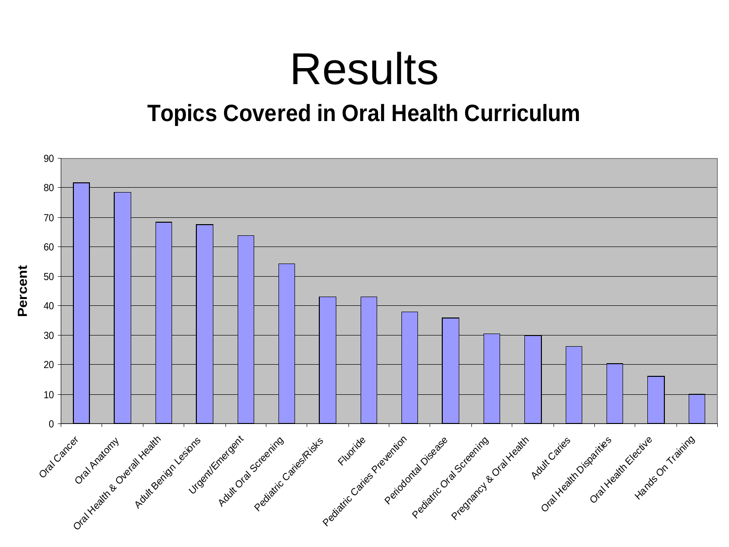# Results

## Topics Covered in Oral Health Curriculum

| Topic | Percent |
| --- | --- |
| Oral Cancer | 82 |
| Oral Anatomy | 78 |
| Oral Health & Overall Health | 68 |
| Adult Benign Lesions | 67 |
| Urgent/Emergent | 64 |
| Adult Oral Screening | 54 |
| Pediatric Caries/Risks | 43 |
| Fluoride | 43 |
| Pediatric Caries Prevention | 38 |
| Periodontal Disease | 36 |
| Pediatric Oral Screening | 30 |
| Pregnancy & Oral Health | 30 |
| Adult Caries | 26 |
| Oral Health Disparities | 20 |
| Oral Health Elective | 16 |
| Hands On Training | 10 |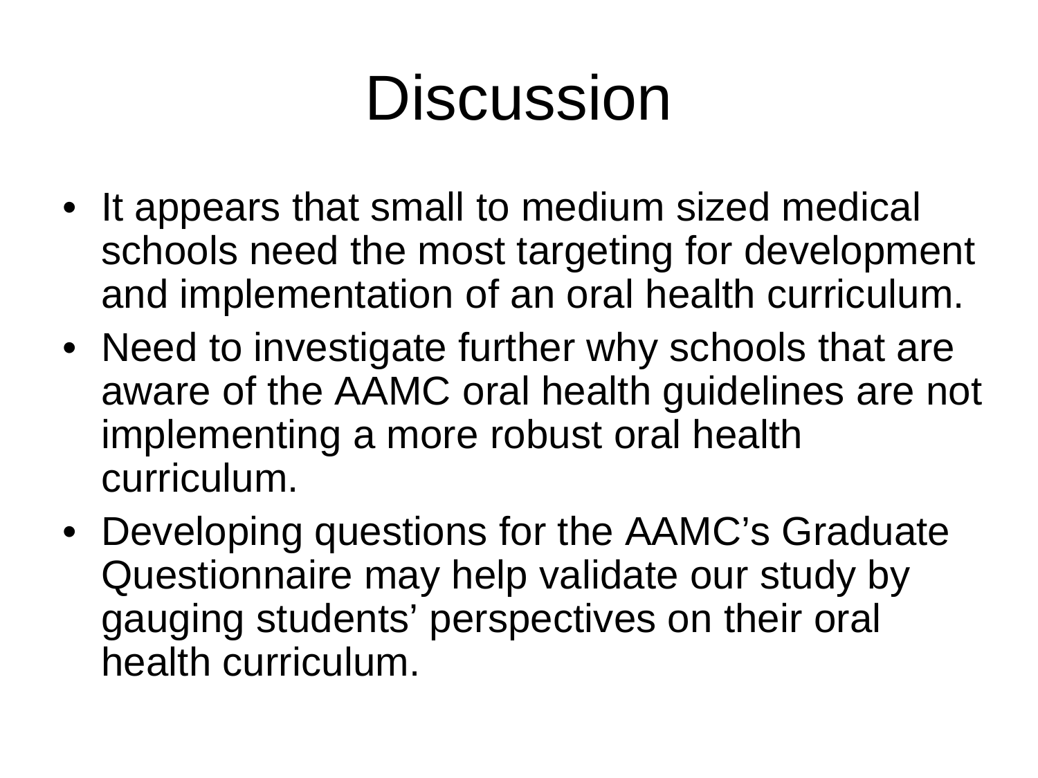# Discussion

- It appears that small to medium sized medical schools need the most targeting for development and implementation of an oral health curriculum.
- Need to investigate further why schools that are aware of the AAMC oral health guidelines are not implementing a more robust oral health curriculum.
- Developing questions for the AAMC's Graduate Questionnaire may help validate our study by gauging students' perspectives on their oral health curriculum.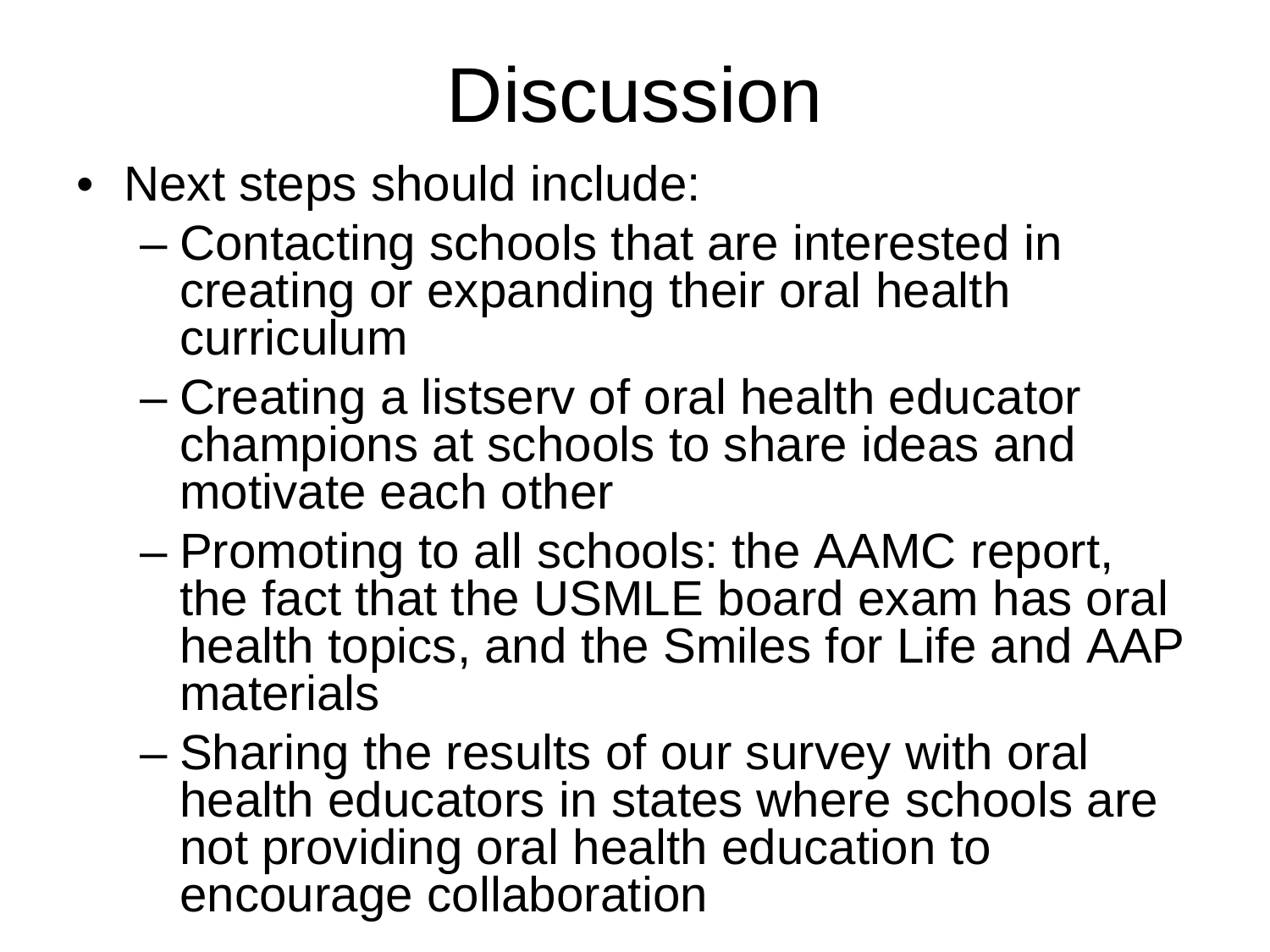# Discussion

- Next steps should include:
  - Contacting schools that are interested in creating or expanding their oral health curriculum
  - Creating a listserv of oral health educator champions at schools to share ideas and motivate each other
  - Promoting to all schools: the AAMC report, the fact that the USMLE board exam has oral health topics, and the Smiles for Life and AAP materials
  - Sharing the results of our survey with oral health educators in states where schools are not providing oral health education to encourage collaboration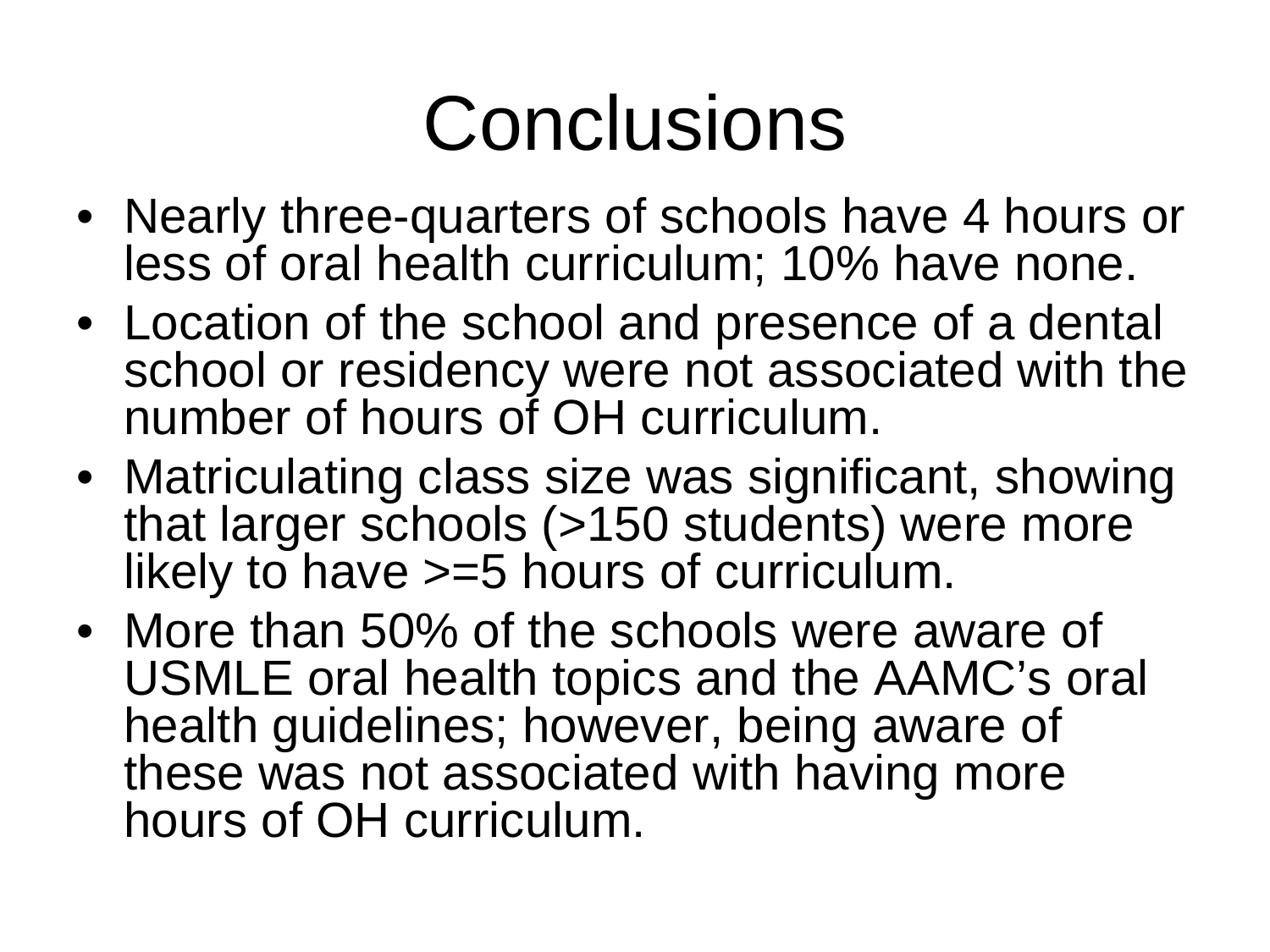# Conclusions

- Nearly three-quarters of schools have 4 hours or less of oral health curriculum; 10% have none.
- Location of the school and presence of a dental school or residency were not associated with the number of hours of OH curriculum.
- Matriculating class size was significant, showing that larger schools (>150 students) were more likely to have >=5 hours of curriculum.
- More than 50% of the schools were aware of USMLE oral health topics and the AAMC's oral health guidelines; however, being aware of these was not associated with having more hours of OH curriculum.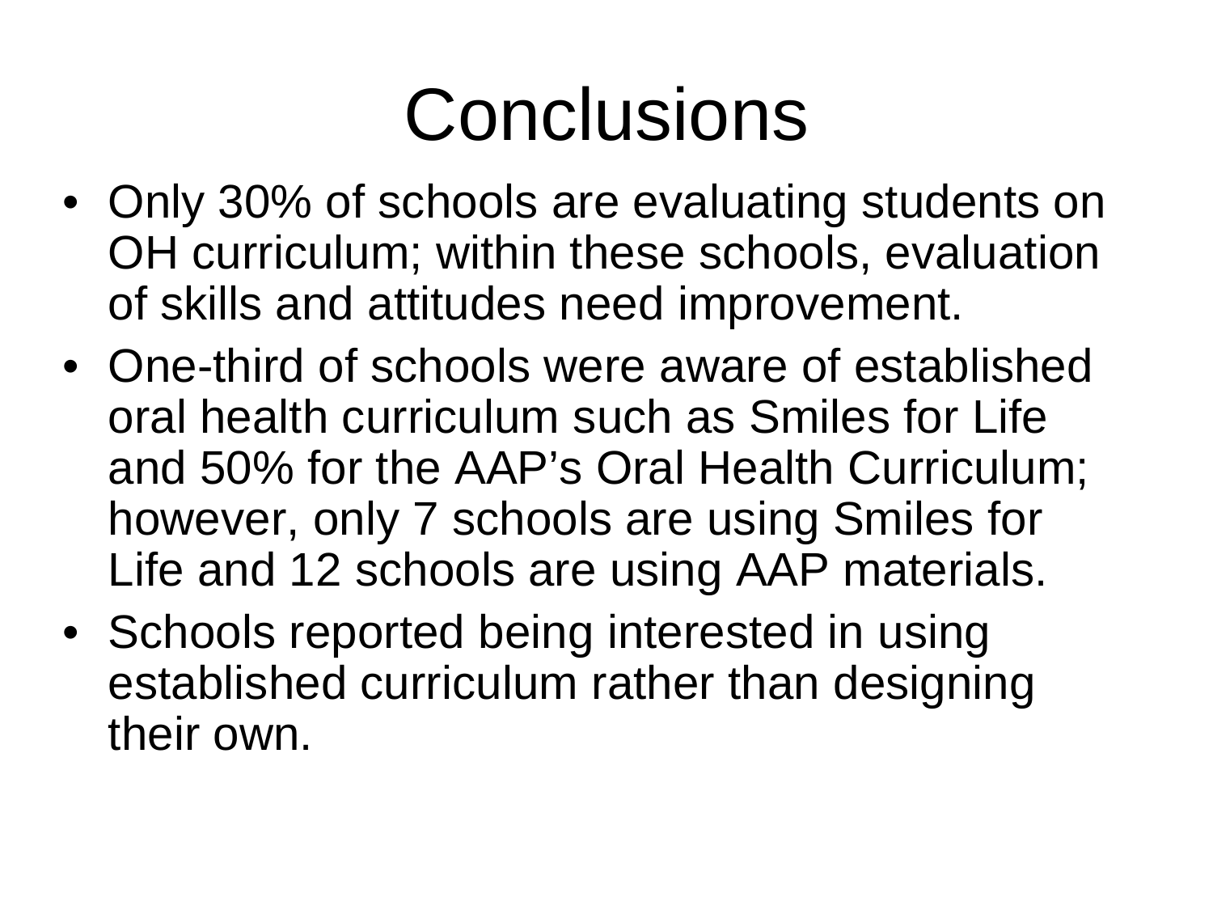# Conclusions

- Only 30% of schools are evaluating students on OH curriculum; within these schools, evaluation of skills and attitudes need improvement.
- One-third of schools were aware of established oral health curriculum such as Smiles for Life and 50% for the AAP’s Oral Health Curriculum; however, only 7 schools are using Smiles for Life and 12 schools are using AAP materials.
- Schools reported being interested in using established curriculum rather than designing their own.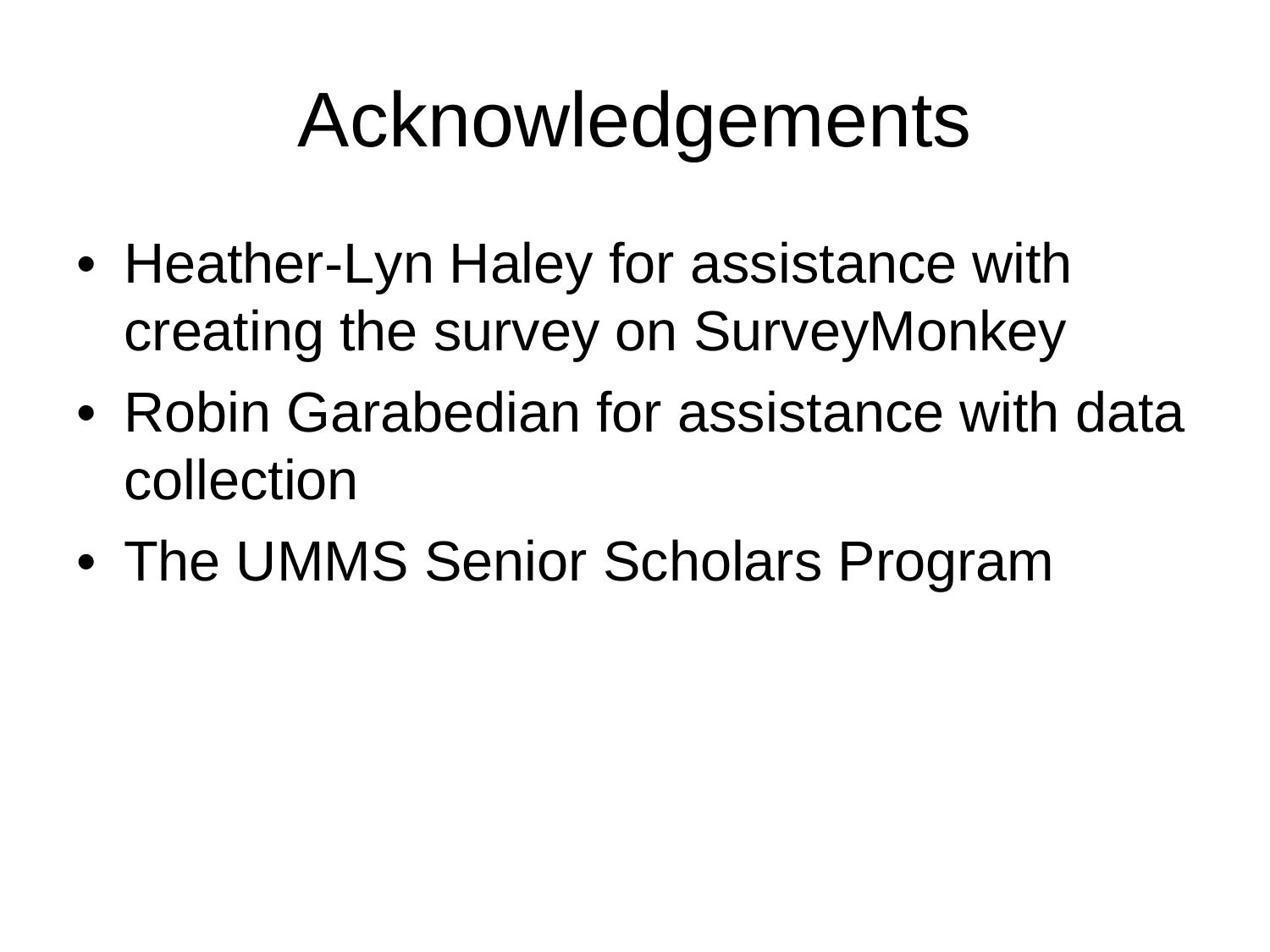# Acknowledgements

- Heather-Lyn Haley for assistance with creating the survey on SurveyMonkey
- Robin Garabedian for assistance with data collection
- The UMMS Senior Scholars Program